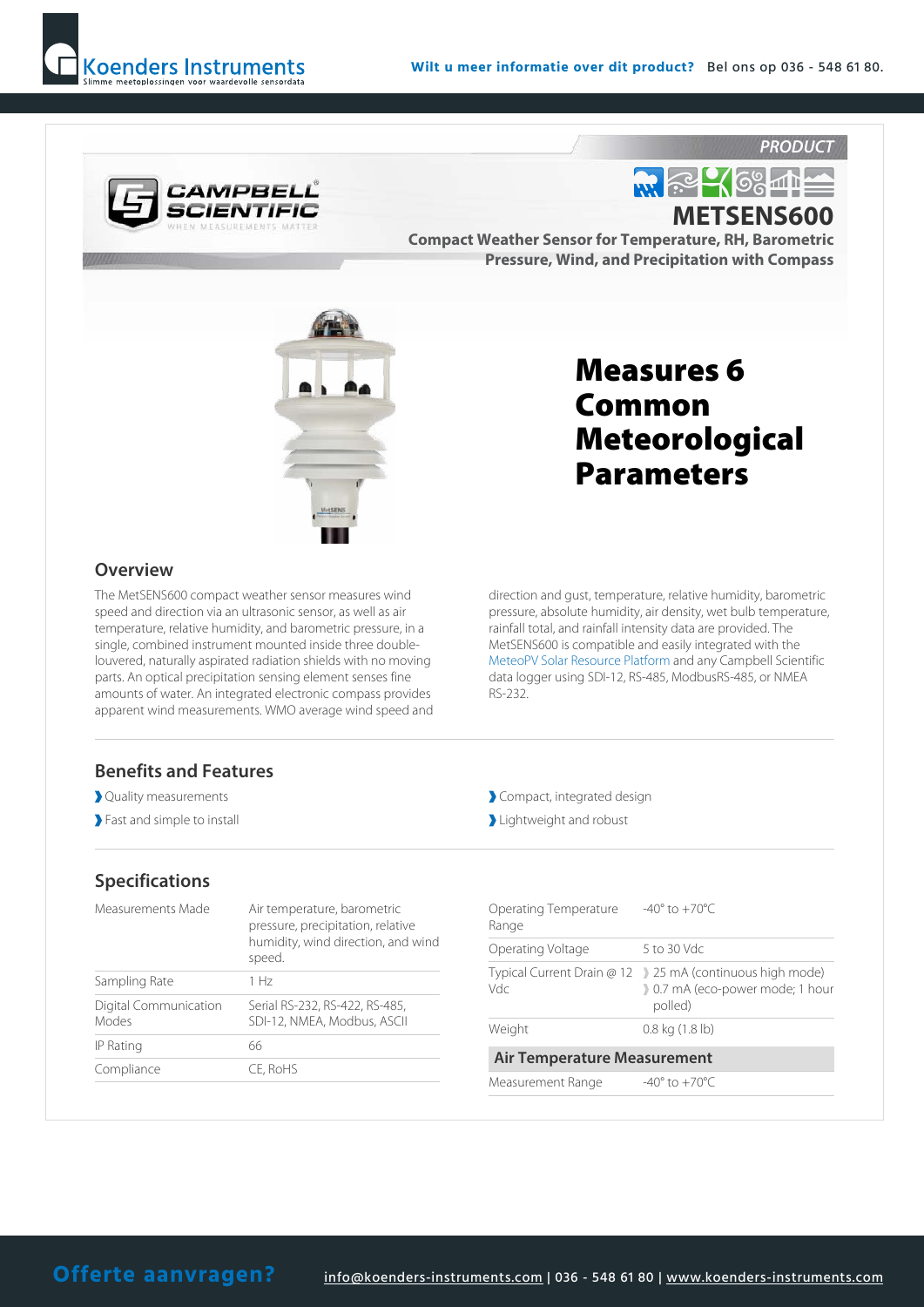PRODUCT

# METSENS600

**Compact Weather Sensor for Temperature, RH, Barometric Pressure, Wind, and Precipitation with Compass**

# Measures 6 Common Meteorological Parameters

## Overview

The MetSENS600 compact weather sensor measures wind speed and direction via an ultrasonic sensor, as well as air temperature, relative humidity, and barometric pressure, in a single, combined instrument mounted inside three double-louvered, naturally aspirated radiation shields with no moving parts. An optical precipitation sensing element senses fine amounts of water. An integrated electronic compass provides apparent wind measurements. WMO average wind speed and direction and gust, temperature, relative humidity, barometric pressure, absolute humidity, air density, wet bulb temperature, rainfall total, and rainfall intensity data are provided. The MetSENS600 is compatible and easily integrated with the MeteoPV Solar Resource Platform and any Campbell Scientific data logger using SDI-12, RS-485, ModbusRS-485, or NMEA RS-232.

## Benefits and Features

- Quality measurements
- Fast and simple to install
- Compact, integrated design
- Lightweight and robust

## Specifications

| | |
|---|---|
| Measurements Made | Air temperature, barometric pressure, precipitation, relative humidity, wind direction, and wind speed. |
| Sampling Rate | 1 Hz |
| Digital Communication Modes | Serial RS-232, RS-422, RS-485, SDI-12, NMEA, Modbus, ASCII |
| IP Rating | 66 |
| Compliance | CE, RoHS |
| Operating Temperature Range | -40° to +70°C |
| Operating Voltage | 5 to 30 Vdc |
| Typical Current Drain @ 12 Vdc | 25 mA (continuous high mode)<br>0.7 mA (eco-power mode; 1 hour polled) |
| Weight | 0.8 kg (1.8 lb) |

### Air Temperature Measurement

| | |
|---|---|
| Measurement Range | -40° to +70°C |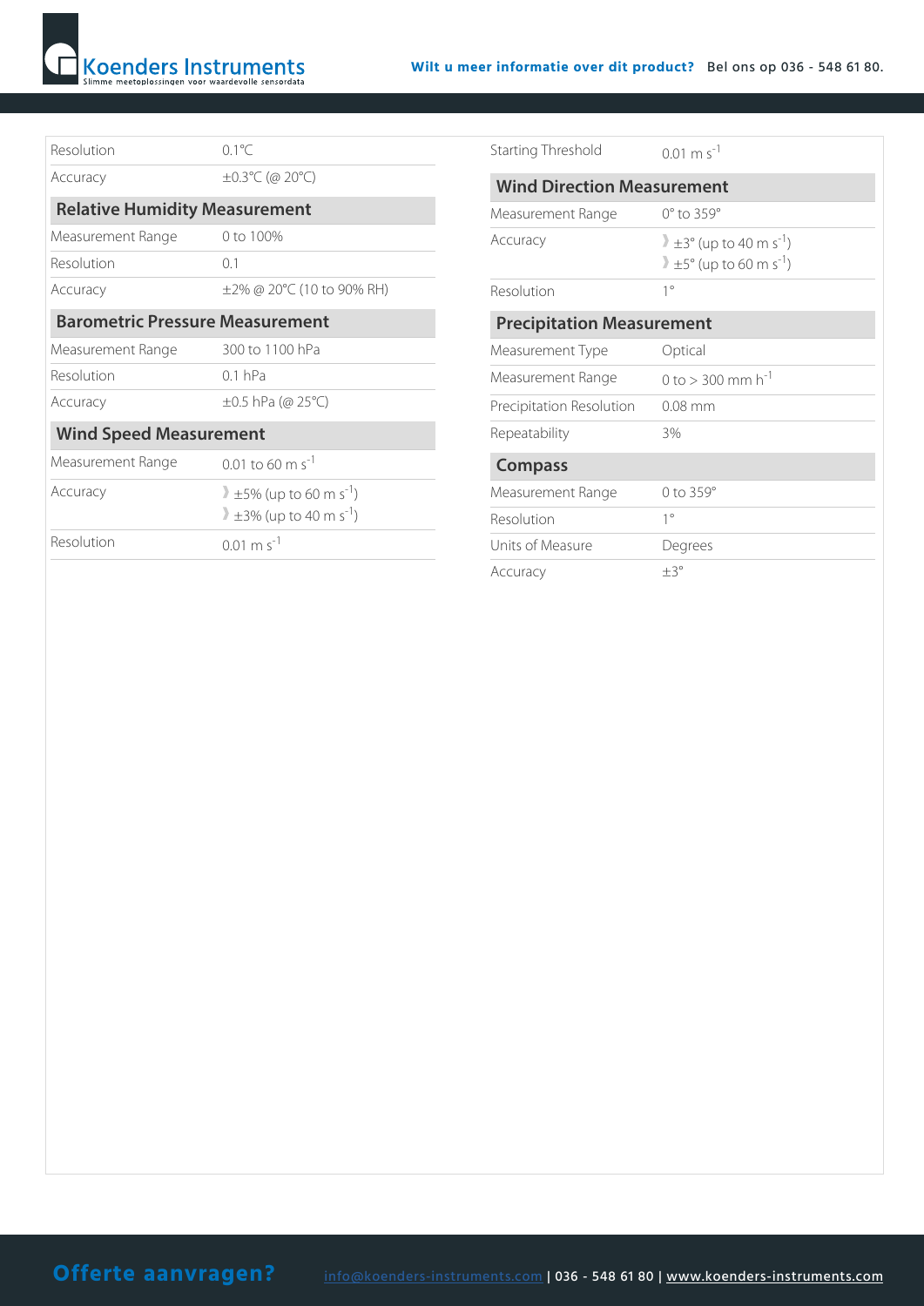| | |
|---|---|
| Resolution | 0.1°C |
| Accuracy | ±0.3°C (@ 20°C) |

## Relative Humidity Measurement

| | |
|---|---|
| Measurement Range | 0 to 100% |
| Resolution | 0.1 |
| Accuracy | ±2% @ 20°C (10 to 90% RH) |

## Barometric Pressure Measurement

| | |
|---|---|
| Measurement Range | 300 to 1100 hPa |
| Resolution | 0.1 hPa |
| Accuracy | ±0.5 hPa (@ 25°C) |

## Wind Speed Measurement

| | |
|---|---|
| Measurement Range | 0.01 to 60 m $s^{-1}$ |
| Accuracy | ±5% (up to 60 m $s^{-1}$)<br>±3% (up to 40 m $s^{-1}$) |
| Resolution | 0.01 m $s^{-1}$ |
| Starting Threshold | 0.01 m $s^{-1}$ |

## Wind Direction Measurement

| | |
|---|---|
| Measurement Range | 0° to 359° |
| Accuracy | ±3° (up to 40 m $s^{-1}$)<br>±5° (up to 60 m $s^{-1}$) |
| Resolution | 1° |

## Precipitation Measurement

| | |
|---|---|
| Measurement Type | Optical |
| Measurement Range | 0 to > 300 mm $h^{-1}$ |
| Precipitation Resolution | 0.08 mm |
| Repeatability | 3% |

## Compass

| | |
|---|---|
| Measurement Range | 0 to 359° |
| Resolution | 1° |
| Units of Measure | Degrees |
| Accuracy | ±3° |